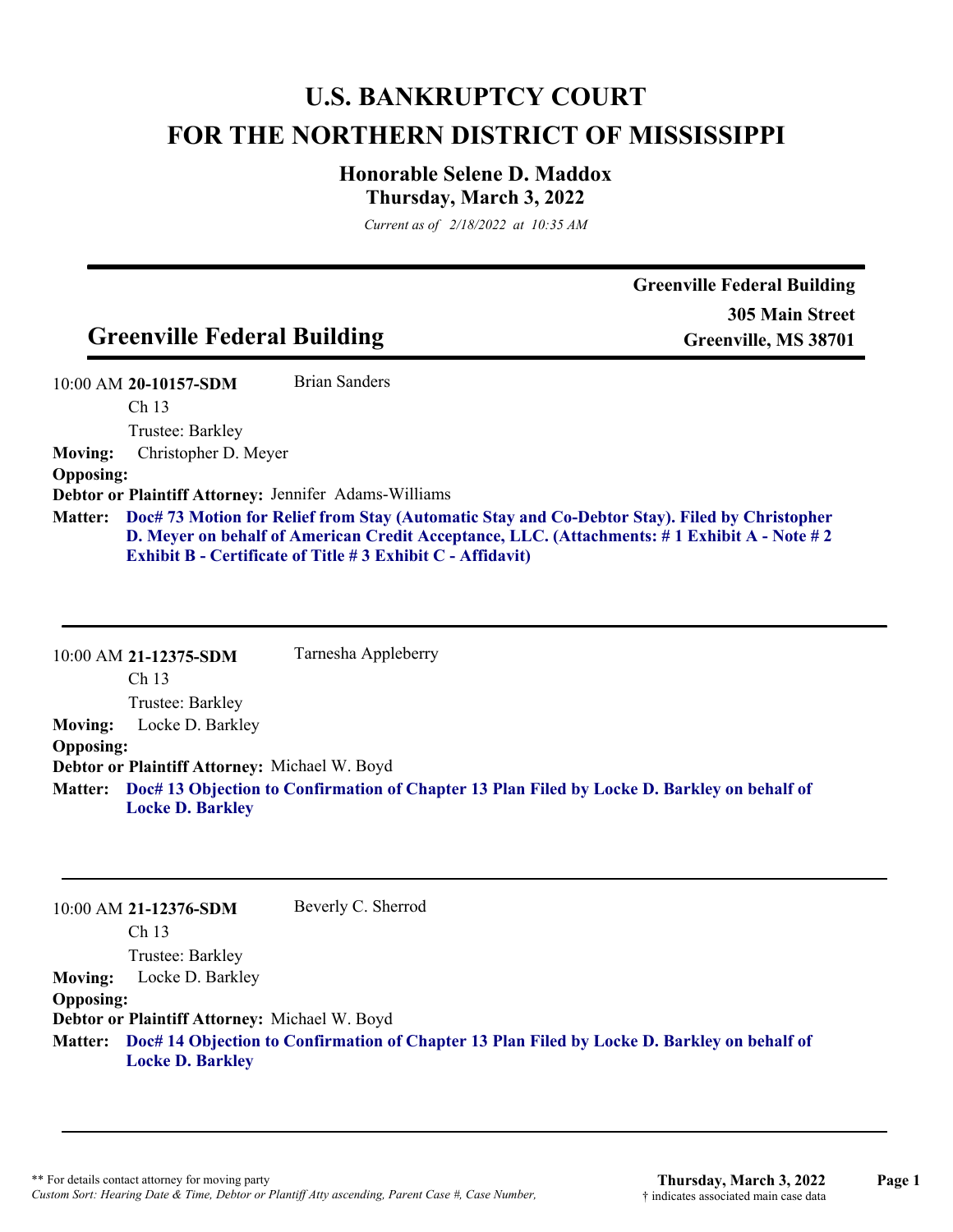# U.S. BANKRUPTCY COURT
# FOR THE NORTHERN DISTRICT OF MISSISSIPPI

### Honorable Selene D. Maddox
### Thursday, March 3, 2022

*Current as of 2/18/2022 at 10:35 AM*

---

## Greenville Federal Building

**Greenville Federal Building**
**305 Main Street**
**Greenville, MS 38701**

---

10:00 AM **20-10157-SDM** Brian Sanders
Ch 13
Trustee: Barkley

**Moving:** Christopher D. Meyer
**Opposing:**
**Debtor or Plaintiff Attorney:** Jennifer Adams-Williams
**Matter:** **Doc# 73 Motion for Relief from Stay (Automatic Stay and Co-Debtor Stay). Filed by Christopher D. Meyer on behalf of American Credit Acceptance, LLC. (Attachments: # 1 Exhibit A - Note # 2 Exhibit B - Certificate of Title # 3 Exhibit C - Affidavit)**

---

10:00 AM **21-12375-SDM** Tarnesha Appleberry
Ch 13
Trustee: Barkley

**Moving:** Locke D. Barkley
**Opposing:**
**Debtor or Plaintiff Attorney:** Michael W. Boyd
**Matter:** **Doc# 13 Objection to Confirmation of Chapter 13 Plan Filed by Locke D. Barkley on behalf of Locke D. Barkley**

---

10:00 AM **21-12376-SDM** Beverly C. Sherrod
Ch 13
Trustee: Barkley

**Moving:** Locke D. Barkley
**Opposing:**
**Debtor or Plaintiff Attorney:** Michael W. Boyd
**Matter:** **Doc# 14 Objection to Confirmation of Chapter 13 Plan Filed by Locke D. Barkley on behalf of Locke D. Barkley**

---

** For details contact attorney for moving party
*Custom Sort: Hearing Date & Time, Debtor or Plantiff Atty ascending, Parent Case #, Case Number,*

† indicates associated main case data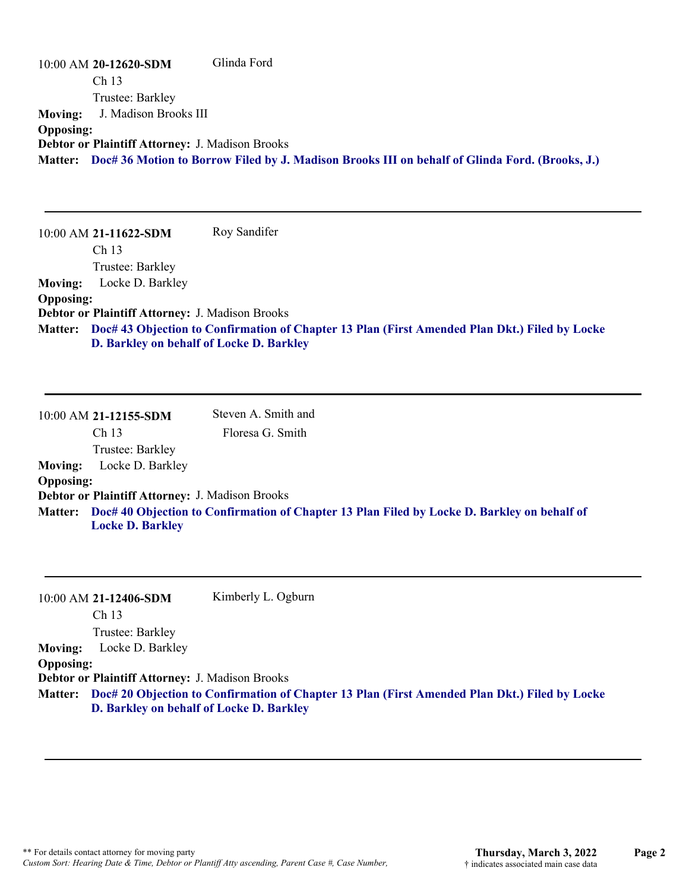10:00 AM **20-12620-SDM** Glinda Ford

Ch 13

Trustee: Barkley

**Moving:** J. Madison Brooks III

**Opposing:**

**Debtor or Plaintiff Attorney:** J. Madison Brooks

**Matter:** **Doc# 36 Motion to Borrow Filed by J. Madison Brooks III on behalf of Glinda Ford. (Brooks, J.)**

---

10:00 AM **21-11622-SDM** Roy Sandifer

Ch 13

Trustee: Barkley

**Moving:** Locke D. Barkley

**Opposing:**

**Debtor or Plaintiff Attorney:** J. Madison Brooks

**Matter:** **Doc# 43 Objection to Confirmation of Chapter 13 Plan (First Amended Plan Dkt.) Filed by Locke D. Barkley on behalf of Locke D. Barkley**

---

10:00 AM **21-12155-SDM** Steven A. Smith and Floresa G. Smith

Ch 13

Trustee: Barkley

**Moving:** Locke D. Barkley

**Opposing:**

**Debtor or Plaintiff Attorney:** J. Madison Brooks

**Matter:** **Doc# 40 Objection to Confirmation of Chapter 13 Plan Filed by Locke D. Barkley on behalf of Locke D. Barkley**

---

10:00 AM **21-12406-SDM** Kimberly L. Ogburn

Ch 13

Trustee: Barkley

**Moving:** Locke D. Barkley

**Opposing:**

**Debtor or Plaintiff Attorney:** J. Madison Brooks

**Matter:** **Doc# 20 Objection to Confirmation of Chapter 13 Plan (First Amended Plan Dkt.) Filed by Locke D. Barkley on behalf of Locke D. Barkley**

---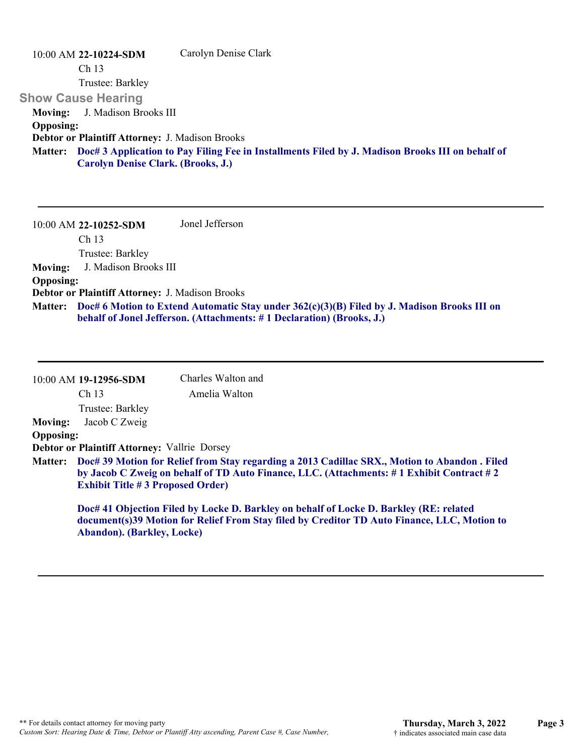10:00 AM **22-10224-SDM** Carolyn Denise Clark
Ch 13
Trustee: Barkley

**Show Cause Hearing**

**Moving:** J. Madison Brooks III
**Opposing:**
**Debtor or Plaintiff Attorney:** J. Madison Brooks
**Matter:** **Doc# 3 Application to Pay Filing Fee in Installments Filed by J. Madison Brooks III on behalf of Carolyn Denise Clark. (Brooks, J.)**

---

10:00 AM **22-10252-SDM** Jonel Jefferson
Ch 13
Trustee: Barkley

**Moving:** J. Madison Brooks III
**Opposing:**
**Debtor or Plaintiff Attorney:** J. Madison Brooks
**Matter:** **Doc# 6 Motion to Extend Automatic Stay under 362(c)(3)(B) Filed by J. Madison Brooks III on behalf of Jonel Jefferson. (Attachments: # 1 Declaration) (Brooks, J.)**

---

10:00 AM **19-12956-SDM** Charles Walton and Amelia Walton
Ch 13
Trustee: Barkley

**Moving:** Jacob C Zweig
**Opposing:**
**Debtor or Plaintiff Attorney:** Vallrie Dorsey
**Matter:** **Doc# 39 Motion for Relief from Stay regarding a 2013 Cadillac SRX., Motion to Abandon . Filed by Jacob C Zweig on behalf of TD Auto Finance, LLC. (Attachments: # 1 Exhibit Contract # 2 Exhibit Title # 3 Proposed Order)**

**Doc# 41 Objection Filed by Locke D. Barkley on behalf of Locke D. Barkley (RE: related document(s)39 Motion for Relief From Stay filed by Creditor TD Auto Finance, LLC, Motion to Abandon). (Barkley, Locke)**

---

** For details contact attorney for moving party
*Custom Sort: Hearing Date & Time, Debtor or Plantiff Atty ascending, Parent Case #, Case Number,*

**Thursday, March 3, 2022**
† indicates associated main case data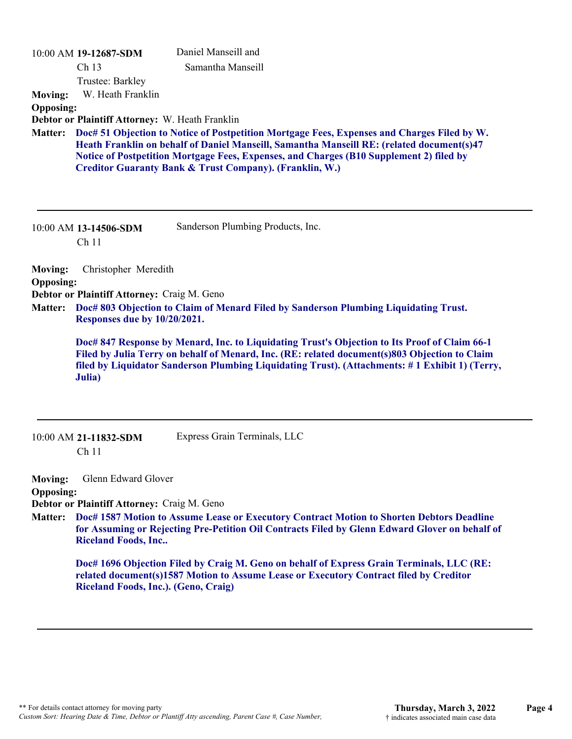10:00 AM **19-12687-SDM** Daniel Manseill and Samantha Manseill

Ch 13

Trustee: Barkley

**Moving:** W. Heath Franklin

**Opposing:**

**Debtor or Plaintiff Attorney:** W. Heath Franklin

**Matter:** **Doc# 51 Objection to Notice of Postpetition Mortgage Fees, Expenses and Charges Filed by W. Heath Franklin on behalf of Daniel Manseill, Samantha Manseill RE: (related document(s)47 Notice of Postpetition Mortgage Fees, Expenses, and Charges (B10 Supplement 2) filed by Creditor Guaranty Bank & Trust Company). (Franklin, W.)**

---

10:00 AM **13-14506-SDM** Sanderson Plumbing Products, Inc.

Ch 11

**Moving:** Christopher Meredith

**Opposing:**

**Debtor or Plaintiff Attorney:** Craig M. Geno

**Matter:** **Doc# 803 Objection to Claim of Menard Filed by Sanderson Plumbing Liquidating Trust. Responses due by 10/20/2021.**

**Doc# 847 Response by Menard, Inc. to Liquidating Trust's Objection to Its Proof of Claim 66-1 Filed by Julia Terry on behalf of Menard, Inc. (RE: related document(s)803 Objection to Claim filed by Liquidator Sanderson Plumbing Liquidating Trust). (Attachments: # 1 Exhibit 1) (Terry, Julia)**

---

10:00 AM **21-11832-SDM** Express Grain Terminals, LLC

Ch 11

**Moving:** Glenn Edward Glover

**Opposing:**

**Debtor or Plaintiff Attorney:** Craig M. Geno

**Matter:** **Doc# 1587 Motion to Assume Lease or Executory Contract Motion to Shorten Debtors Deadline for Assuming or Rejecting Pre-Petition Oil Contracts Filed by Glenn Edward Glover on behalf of Riceland Foods, Inc..**

**Doc# 1696 Objection Filed by Craig M. Geno on behalf of Express Grain Terminals, LLC (RE: related document(s)1587 Motion to Assume Lease or Executory Contract filed by Creditor Riceland Foods, Inc.). (Geno, Craig)**

---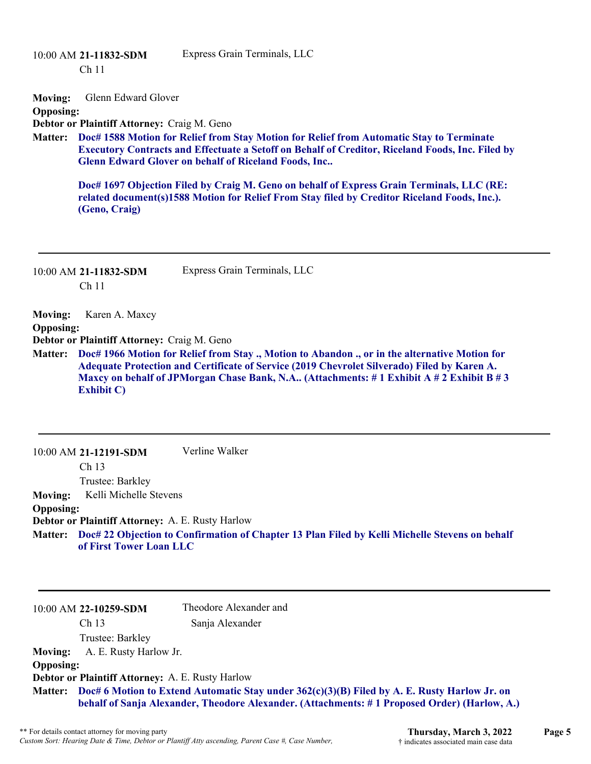10:00 AM **21-11832-SDM** Express Grain Terminals, LLC
Ch 11

**Moving:** Glenn Edward Glover
**Opposing:**
**Debtor or Plaintiff Attorney:** Craig M. Geno
**Matter:** **Doc# 1588 Motion for Relief from Stay Motion for Relief from Automatic Stay to Terminate Executory Contracts and Effectuate a Setoff on Behalf of Creditor, Riceland Foods, Inc. Filed by Glenn Edward Glover on behalf of Riceland Foods, Inc..**

**Doc# 1697 Objection Filed by Craig M. Geno on behalf of Express Grain Terminals, LLC (RE: related document(s)1588 Motion for Relief From Stay filed by Creditor Riceland Foods, Inc.). (Geno, Craig)**

---

10:00 AM **21-11832-SDM** Express Grain Terminals, LLC
Ch 11

**Moving:** Karen A. Maxcy
**Opposing:**
**Debtor or Plaintiff Attorney:** Craig M. Geno
**Matter:** **Doc# 1966 Motion for Relief from Stay ., Motion to Abandon ., or in the alternative Motion for Adequate Protection and Certificate of Service (2019 Chevrolet Silverado) Filed by Karen A. Maxcy on behalf of JPMorgan Chase Bank, N.A.. (Attachments: # 1 Exhibit A # 2 Exhibit B # 3 Exhibit C)**

---

10:00 AM **21-12191-SDM** Verline Walker
Ch 13
Trustee: Barkley
**Moving:** Kelli Michelle Stevens
**Opposing:**
**Debtor or Plaintiff Attorney:** A. E. Rusty Harlow
**Matter:** **Doc# 22 Objection to Confirmation of Chapter 13 Plan Filed by Kelli Michelle Stevens on behalf of First Tower Loan LLC**

---

10:00 AM **22-10259-SDM** Theodore Alexander and Sanja Alexander
Ch 13
Trustee: Barkley
**Moving:** A. E. Rusty Harlow Jr.
**Opposing:**
**Debtor or Plaintiff Attorney:** A. E. Rusty Harlow
**Matter:** **Doc# 6 Motion to Extend Automatic Stay under 362(c)(3)(B) Filed by A. E. Rusty Harlow Jr. on behalf of Sanja Alexander, Theodore Alexander. (Attachments: # 1 Proposed Order) (Harlow, A.)**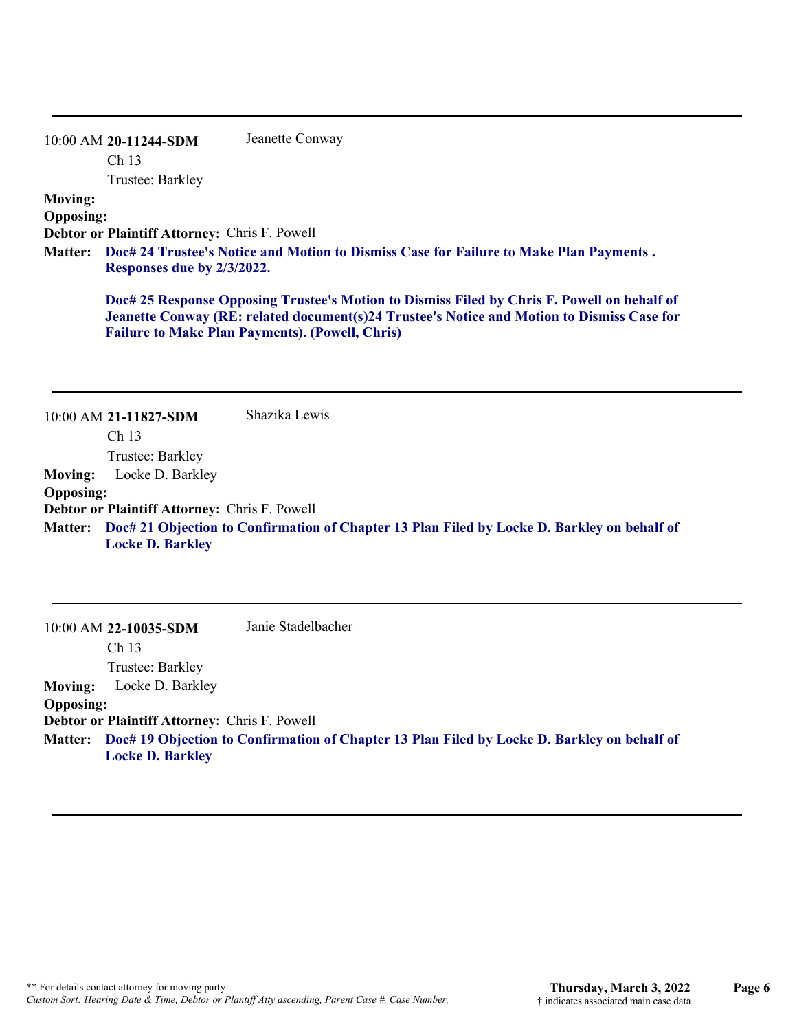---

10:00 AM **20-11244-SDM** Jeanette Conway
Ch 13
Trustee: Barkley

**Moving:**
**Opposing:**
**Debtor or Plaintiff Attorney:** Chris F. Powell
**Matter:** **Doc# 24 Trustee's Notice and Motion to Dismiss Case for Failure to Make Plan Payments . Responses due by 2/3/2022.**

**Doc# 25 Response Opposing Trustee's Motion to Dismiss Filed by Chris F. Powell on behalf of Jeanette Conway (RE: related document(s)24 Trustee's Notice and Motion to Dismiss Case for Failure to Make Plan Payments). (Powell, Chris)**

---

10:00 AM **21-11827-SDM** Shazika Lewis
Ch 13
Trustee: Barkley

**Moving:** Locke D. Barkley
**Opposing:**
**Debtor or Plaintiff Attorney:** Chris F. Powell
**Matter:** **Doc# 21 Objection to Confirmation of Chapter 13 Plan Filed by Locke D. Barkley on behalf of Locke D. Barkley**

---

10:00 AM **22-10035-SDM** Janie Stadelbacher
Ch 13
Trustee: Barkley

**Moving:** Locke D. Barkley
**Opposing:**
**Debtor or Plaintiff Attorney:** Chris F. Powell
**Matter:** **Doc# 19 Objection to Confirmation of Chapter 13 Plan Filed by Locke D. Barkley on behalf of Locke D. Barkley**

---

** For details contact attorney for moving party
*Custom Sort: Hearing Date & Time, Debtor or Plantiff Atty ascending, Parent Case #, Case Number,*

**Thursday, March 3, 2022**
† indicates associated main case data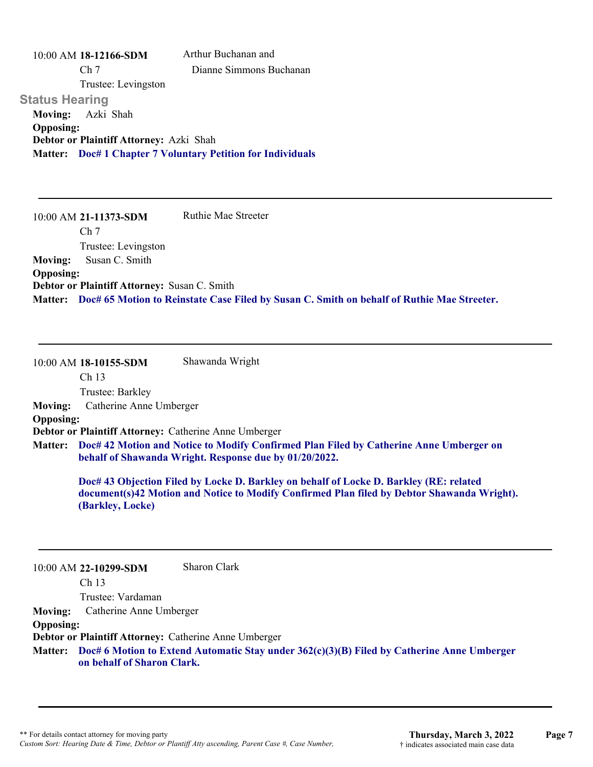10:00 AM **18-12166-SDM** Arthur Buchanan and Dianne Simmons Buchanan
Ch 7
Trustee: Levingston

**Status Hearing**

**Moving:** Azki Shah
**Opposing:**
**Debtor or Plaintiff Attorney:** Azki Shah
**Matter:** **Doc# 1 Chapter 7 Voluntary Petition for Individuals**

---

10:00 AM **21-11373-SDM** Ruthie Mae Streeter
Ch 7
Trustee: Levingston

**Moving:** Susan C. Smith
**Opposing:**
**Debtor or Plaintiff Attorney:** Susan C. Smith
**Matter:** **Doc# 65 Motion to Reinstate Case Filed by Susan C. Smith on behalf of Ruthie Mae Streeter.**

---

10:00 AM **18-10155-SDM** Shawanda Wright
Ch 13
Trustee: Barkley

**Moving:** Catherine Anne Umberger
**Opposing:**
**Debtor or Plaintiff Attorney:** Catherine Anne Umberger
**Matter:** **Doc# 42 Motion and Notice to Modify Confirmed Plan Filed by Catherine Anne Umberger on behalf of Shawanda Wright. Response due by 01/20/2022.**

**Doc# 43 Objection Filed by Locke D. Barkley on behalf of Locke D. Barkley (RE: related document(s)42 Motion and Notice to Modify Confirmed Plan filed by Debtor Shawanda Wright). (Barkley, Locke)**

---

10:00 AM **22-10299-SDM** Sharon Clark
Ch 13
Trustee: Vardaman

**Moving:** Catherine Anne Umberger
**Opposing:**
**Debtor or Plaintiff Attorney:** Catherine Anne Umberger
**Matter:** **Doc# 6 Motion to Extend Automatic Stay under 362(c)(3)(B) Filed by Catherine Anne Umberger on behalf of Sharon Clark.**

---

** For details contact attorney for moving party
*Custom Sort: Hearing Date & Time, Debtor or Plantiff Atty ascending, Parent Case #, Case Number,*

**Thursday, March 3, 2022**
† indicates associated main case data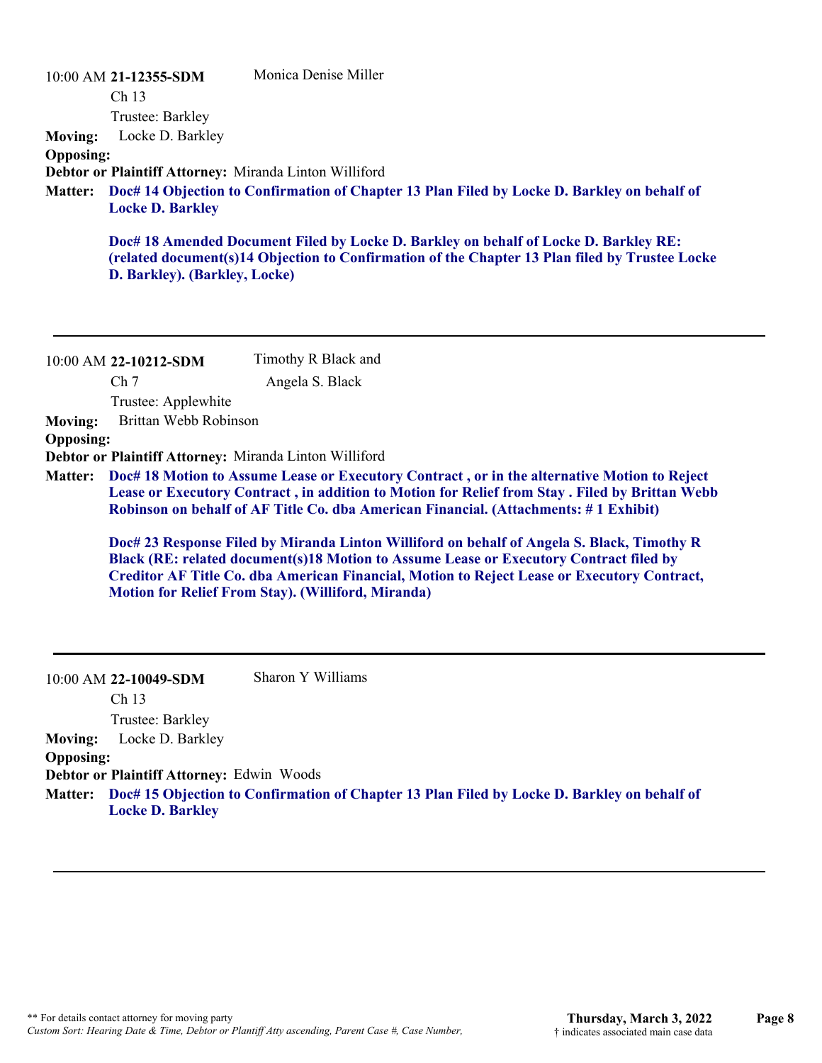10:00 AM **21-12355-SDM** Monica Denise Miller

Ch 13

Trustee: Barkley

**Moving:** Locke D. Barkley

**Opposing:**

**Debtor or Plaintiff Attorney:** Miranda Linton Williford

**Matter:** **Doc# 14 Objection to Confirmation of Chapter 13 Plan Filed by Locke D. Barkley on behalf of Locke D. Barkley**

**Doc# 18 Amended Document Filed by Locke D. Barkley on behalf of Locke D. Barkley RE: (related document(s)14 Objection to Confirmation of the Chapter 13 Plan filed by Trustee Locke D. Barkley). (Barkley, Locke)**

---

10:00 AM **22-10212-SDM** Timothy R Black and Angela S. Black

Ch 7

Trustee: Applewhite

**Moving:** Brittan Webb Robinson

**Opposing:**

**Debtor or Plaintiff Attorney:** Miranda Linton Williford

**Matter:** **Doc# 18 Motion to Assume Lease or Executory Contract , or in the alternative Motion to Reject Lease or Executory Contract , in addition to Motion for Relief from Stay . Filed by Brittan Webb Robinson on behalf of AF Title Co. dba American Financial. (Attachments: # 1 Exhibit)**

**Doc# 23 Response Filed by Miranda Linton Williford on behalf of Angela S. Black, Timothy R Black (RE: related document(s)18 Motion to Assume Lease or Executory Contract filed by Creditor AF Title Co. dba American Financial, Motion to Reject Lease or Executory Contract, Motion for Relief From Stay). (Williford, Miranda)**

---

10:00 AM **22-10049-SDM** Sharon Y Williams

Ch 13

Trustee: Barkley

**Moving:** Locke D. Barkley

**Opposing:**

**Debtor or Plaintiff Attorney:** Edwin Woods

**Matter:** **Doc# 15 Objection to Confirmation of Chapter 13 Plan Filed by Locke D. Barkley on behalf of Locke D. Barkley**

---